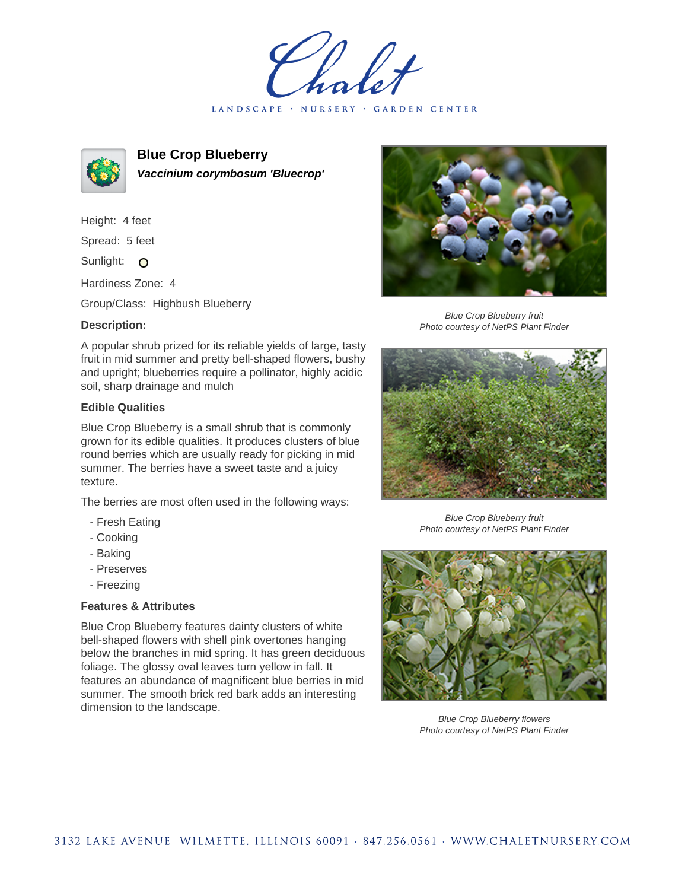Chalet

LANDSCAPE · NURSERY · GARDEN CENTER

# Blue Crop Blueberry

***Vaccinium corymbosum 'Bluecrop'***

Height: 4 feet

Spread: 5 feet

Sunlight: O

Hardiness Zone: 4

Group/Class: Highbush Blueberry

**Description:**

A popular shrub prized for its reliable yields of large, tasty fruit in mid summer and pretty bell-shaped flowers, bushy and upright; blueberries require a pollinator, highly acidic soil, sharp drainage and mulch

**Edible Qualities**

Blue Crop Blueberry is a small shrub that is commonly grown for its edible qualities. It produces clusters of blue round berries which are usually ready for picking in mid summer. The berries have a sweet taste and a juicy texture.

The berries are most often used in the following ways:

- Fresh Eating
- Cooking
- Baking
- Preserves
- Freezing

**Features & Attributes**

Blue Crop Blueberry features dainty clusters of white bell-shaped flowers with shell pink overtones hanging below the branches in mid spring. It has green deciduous foliage. The glossy oval leaves turn yellow in fall. It features an abundance of magnificent blue berries in mid summer. The smooth brick red bark adds an interesting dimension to the landscape.

*Blue Crop Blueberry fruit*
*Photo courtesy of NetPS Plant Finder*

*Blue Crop Blueberry fruit*
*Photo courtesy of NetPS Plant Finder*

*Blue Crop Blueberry flowers*
*Photo courtesy of NetPS Plant Finder*

3132 LAKE AVENUE WILMETTE, ILLINOIS 60091 · 847.256.0561 · WWW.CHALETNURSERY.COM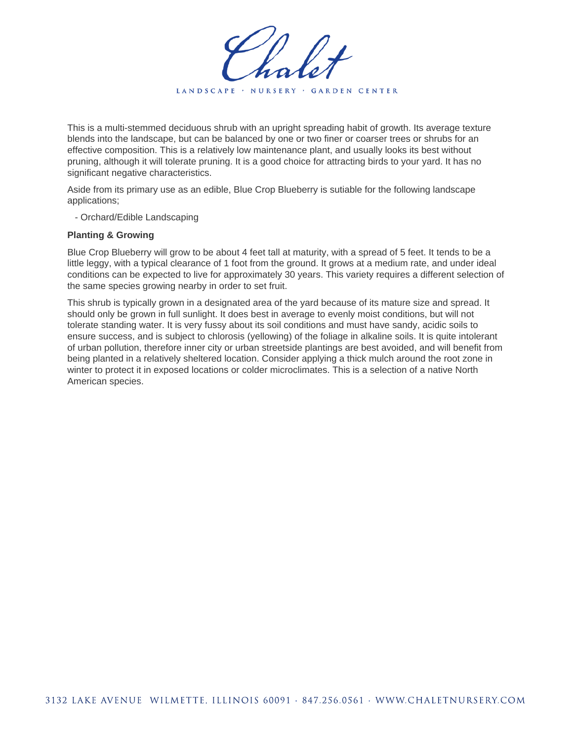This is a multi-stemmed deciduous shrub with an upright spreading habit of growth. Its average texture blends into the landscape, but can be balanced by one or two finer or coarser trees or shrubs for an effective composition. This is a relatively low maintenance plant, and usually looks its best without pruning, although it will tolerate pruning. It is a good choice for attracting birds to your yard. It has no significant negative characteristics.

Aside from its primary use as an edible, Blue Crop Blueberry is sutiable for the following landscape applications;

- Orchard/Edible Landscaping

**Planting & Growing**

Blue Crop Blueberry will grow to be about 4 feet tall at maturity, with a spread of 5 feet. It tends to be a little leggy, with a typical clearance of 1 foot from the ground. It grows at a medium rate, and under ideal conditions can be expected to live for approximately 30 years. This variety requires a different selection of the same species growing nearby in order to set fruit.

This shrub is typically grown in a designated area of the yard because of its mature size and spread. It should only be grown in full sunlight. It does best in average to evenly moist conditions, but will not tolerate standing water. It is very fussy about its soil conditions and must have sandy, acidic soils to ensure success, and is subject to chlorosis (yellowing) of the foliage in alkaline soils. It is quite intolerant of urban pollution, therefore inner city or urban streetside plantings are best avoided, and will benefit from being planted in a relatively sheltered location. Consider applying a thick mulch around the root zone in winter to protect it in exposed locations or colder microclimates. This is a selection of a native North American species.